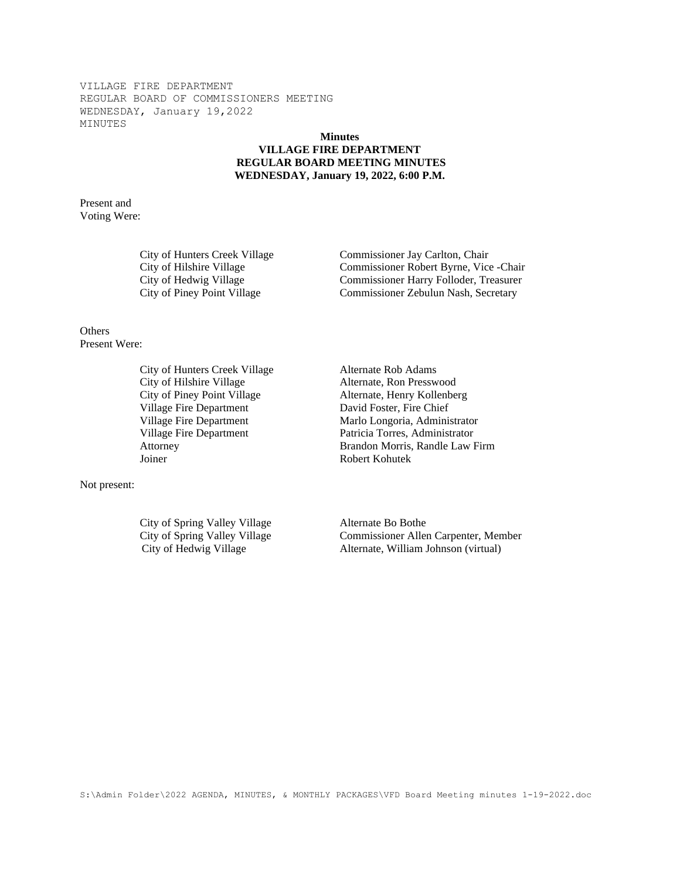VILLAGE FIRE DEPARTMENT
REGULAR BOARD OF COMMISSIONERS MEETING
WEDNESDAY, January 19,2022
MINUTES

**Minutes**
**VILLAGE FIRE DEPARTMENT**
**REGULAR BOARD MEETING MINUTES**
**WEDNESDAY, January 19, 2022, 6:00 P.M.**

Present and
Voting Were:

| | |
|---|---|
| City of Hunters Creek Village | Commissioner Jay Carlton, Chair |
| City of Hilshire Village | Commissioner Robert Byrne, Vice -Chair |
| City of Hedwig Village | Commissioner Harry Folloder, Treasurer |
| City of Piney Point Village | Commissioner Zebulun Nash, Secretary |

Others
Present Were:

| | |
|---|---|
| City of Hunters Creek Village | Alternate Rob Adams |
| City of Hilshire Village | Alternate, Ron Presswood |
| City of Piney Point Village | Alternate, Henry Kollenberg |
| Village Fire Department | David Foster, Fire Chief |
| Village Fire Department | Marlo Longoria, Administrator |
| Village Fire Department | Patricia Torres, Administrator |
| Attorney | Brandon Morris, Randle Law Firm |
| Joiner | Robert Kohutek |

Not present:

| | |
|---|---|
| City of Spring Valley Village | Alternate Bo Bothe |
| City of Spring Valley Village | Commissioner Allen Carpenter, Member |
| City of Hedwig Village | Alternate, William Johnson (virtual) |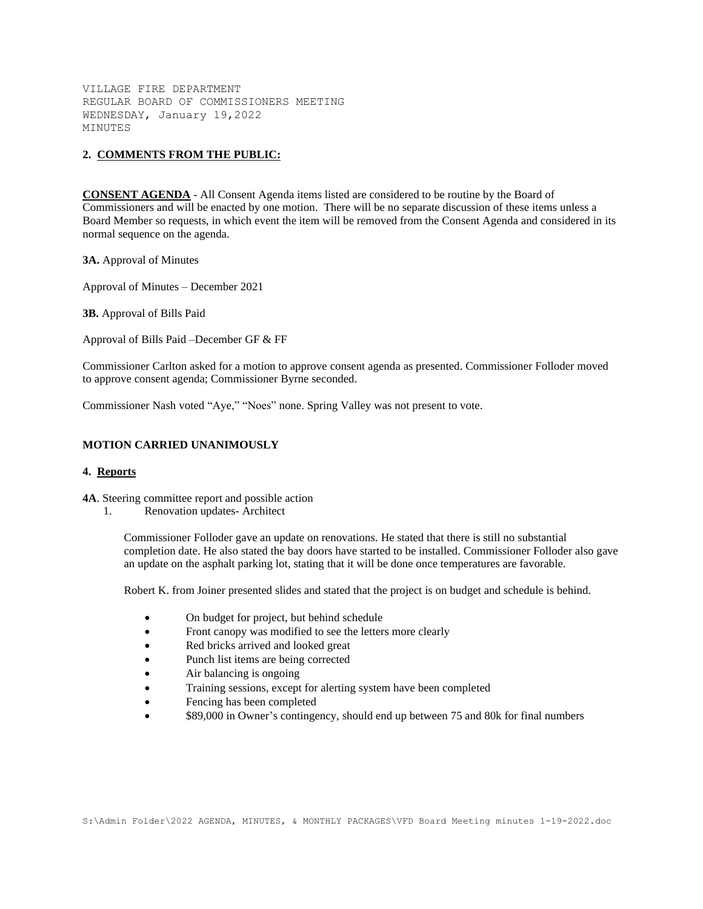VILLAGE FIRE DEPARTMENT
REGULAR BOARD OF COMMISSIONERS MEETING
WEDNESDAY, January 19,2022
MINUTES

**2. COMMENTS FROM THE PUBLIC:**

**CONSENT AGENDA** - All Consent Agenda items listed are considered to be routine by the Board of Commissioners and will be enacted by one motion. There will be no separate discussion of these items unless a Board Member so requests, in which event the item will be removed from the Consent Agenda and considered in its normal sequence on the agenda.

**3A.** Approval of Minutes

Approval of Minutes – December 2021

**3B.** Approval of Bills Paid

Approval of Bills Paid –December GF & FF

Commissioner Carlton asked for a motion to approve consent agenda as presented. Commissioner Folloder moved to approve consent agenda; Commissioner Byrne seconded.

Commissioner Nash voted "Aye," "Noes" none. Spring Valley was not present to vote.

**MOTION CARRIED UNANIMOUSLY**

**4. Reports**

**4A**. Steering committee report and possible action

1. Renovation updates- Architect

Commissioner Folloder gave an update on renovations. He stated that there is still no substantial completion date. He also stated the bay doors have started to be installed. Commissioner Folloder also gave an update on the asphalt parking lot, stating that it will be done once temperatures are favorable.

Robert K. from Joiner presented slides and stated that the project is on budget and schedule is behind.

- On budget for project, but behind schedule
- Front canopy was modified to see the letters more clearly
- Red bricks arrived and looked great
- Punch list items are being corrected
- Air balancing is ongoing
- Training sessions, except for alerting system have been completed
- Fencing has been completed
- $89,000 in Owner's contingency, should end up between 75 and 80k for final numbers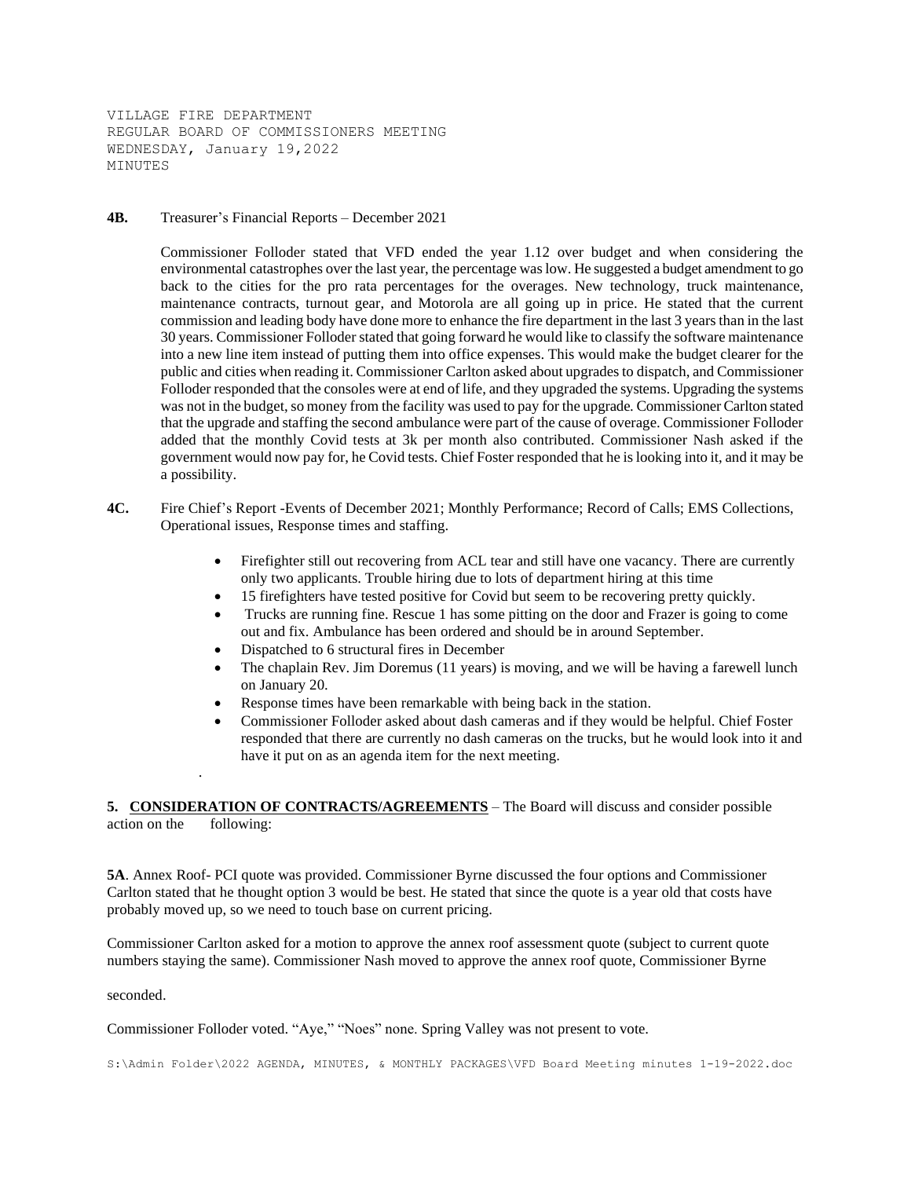VILLAGE FIRE DEPARTMENT
REGULAR BOARD OF COMMISSIONERS MEETING
WEDNESDAY, January 19,2022
MINUTES

**4B.** Treasurer's Financial Reports – December 2021

Commissioner Folloder stated that VFD ended the year 1.12 over budget and when considering the environmental catastrophes over the last year, the percentage was low. He suggested a budget amendment to go back to the cities for the pro rata percentages for the overages. New technology, truck maintenance, maintenance contracts, turnout gear, and Motorola are all going up in price. He stated that the current commission and leading body have done more to enhance the fire department in the last 3 years than in the last 30 years. Commissioner Folloder stated that going forward he would like to classify the software maintenance into a new line item instead of putting them into office expenses. This would make the budget clearer for the public and cities when reading it. Commissioner Carlton asked about upgrades to dispatch, and Commissioner Folloder responded that the consoles were at end of life, and they upgraded the systems. Upgrading the systems was not in the budget, so money from the facility was used to pay for the upgrade. Commissioner Carlton stated that the upgrade and staffing the second ambulance were part of the cause of overage. Commissioner Folloder added that the monthly Covid tests at 3k per month also contributed. Commissioner Nash asked if the government would now pay for, he Covid tests. Chief Foster responded that he is looking into it, and it may be a possibility.

**4C.** Fire Chief's Report -Events of December 2021; Monthly Performance; Record of Calls; EMS Collections, Operational issues, Response times and staffing.

- Firefighter still out recovering from ACL tear and still have one vacancy. There are currently only two applicants. Trouble hiring due to lots of department hiring at this time
- 15 firefighters have tested positive for Covid but seem to be recovering pretty quickly.
- Trucks are running fine. Rescue 1 has some pitting on the door and Frazer is going to come out and fix. Ambulance has been ordered and should be in around September.
- Dispatched to 6 structural fires in December
- The chaplain Rev. Jim Doremus (11 years) is moving, and we will be having a farewell lunch on January 20.
- Response times have been remarkable with being back in the station.
- Commissioner Folloder asked about dash cameras and if they would be helpful. Chief Foster responded that there are currently no dash cameras on the trucks, but he would look into it and have it put on as an agenda item for the next meeting.

.

**5. <u>CONSIDERATION OF CONTRACTS/AGREEMENTS</u>** – The Board will discuss and consider possible action on the following:

**5A**. Annex Roof- PCI quote was provided. Commissioner Byrne discussed the four options and Commissioner Carlton stated that he thought option 3 would be best. He stated that since the quote is a year old that costs have probably moved up, so we need to touch base on current pricing.

Commissioner Carlton asked for a motion to approve the annex roof assessment quote (subject to current quote numbers staying the same). Commissioner Nash moved to approve the annex roof quote, Commissioner Byrne seconded.

Commissioner Folloder voted. "Aye," "Noes" none. Spring Valley was not present to vote.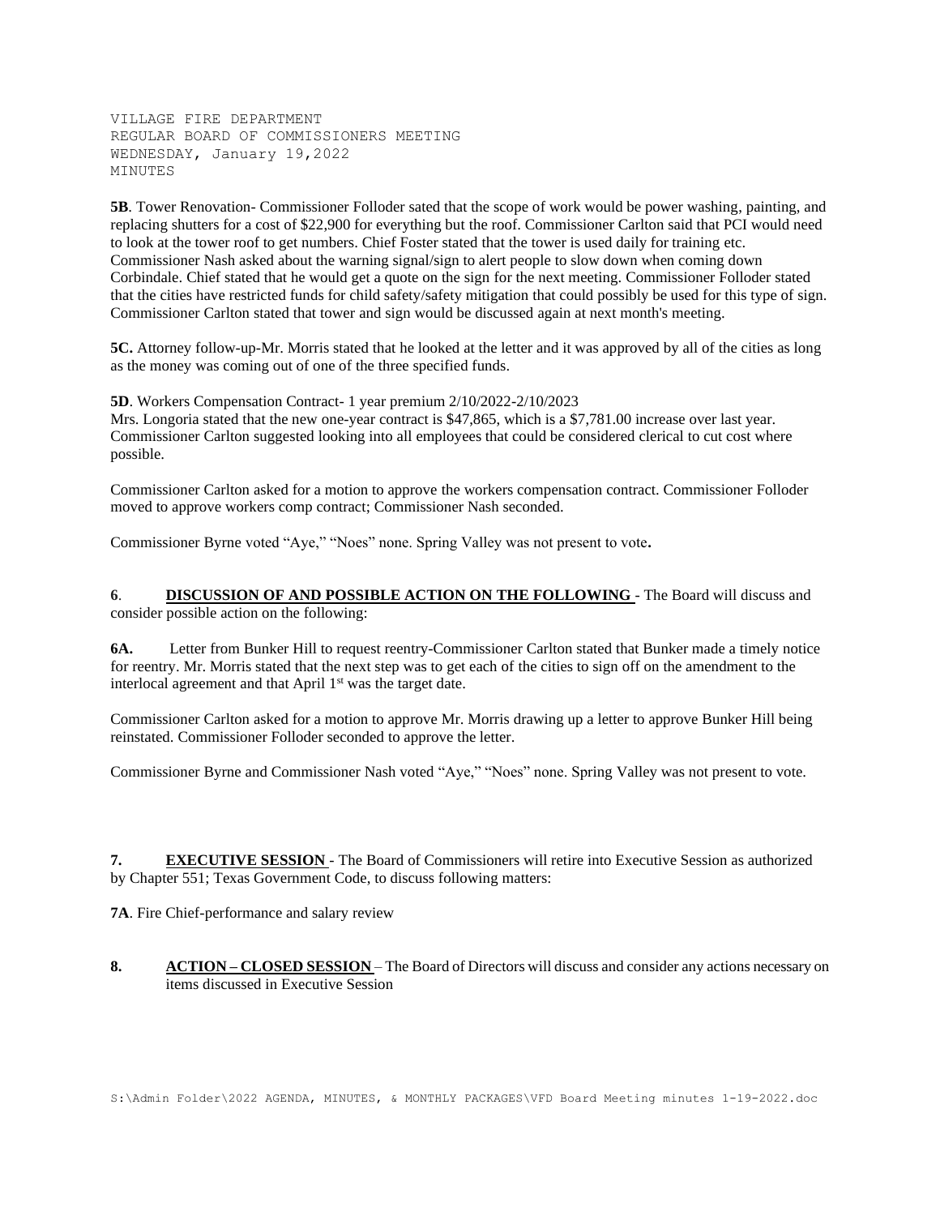VILLAGE FIRE DEPARTMENT
REGULAR BOARD OF COMMISSIONERS MEETING
WEDNESDAY, January 19,2022
MINUTES

**5B**. Tower Renovation- Commissioner Folloder sated that the scope of work would be power washing, painting, and replacing shutters for a cost of $22,900 for everything but the roof. Commissioner Carlton said that PCI would need to look at the tower roof to get numbers. Chief Foster stated that the tower is used daily for training etc. Commissioner Nash asked about the warning signal/sign to alert people to slow down when coming down Corbindale. Chief stated that he would get a quote on the sign for the next meeting. Commissioner Folloder stated that the cities have restricted funds for child safety/safety mitigation that could possibly be used for this type of sign. Commissioner Carlton stated that tower and sign would be discussed again at next month's meeting.

**5C.** Attorney follow-up-Mr. Morris stated that he looked at the letter and it was approved by all of the cities as long as the money was coming out of one of the three specified funds.

**5D**. Workers Compensation Contract- 1 year premium 2/10/2022-2/10/2023
Mrs. Longoria stated that the new one-year contract is $47,865, which is a $7,781.00 increase over last year. Commissioner Carlton suggested looking into all employees that could be considered clerical to cut cost where possible.

Commissioner Carlton asked for a motion to approve the workers compensation contract. Commissioner Folloder moved to approve workers comp contract; Commissioner Nash seconded.

Commissioner Byrne voted "Aye," "Noes" none. Spring Valley was not present to vote**.**

**6**. **DISCUSSION OF AND POSSIBLE ACTION ON THE FOLLOWING** - The Board will discuss and consider possible action on the following:

**6A.** Letter from Bunker Hill to request reentry-Commissioner Carlton stated that Bunker made a timely notice for reentry. Mr. Morris stated that the next step was to get each of the cities to sign off on the amendment to the interlocal agreement and that April 1st was the target date.

Commissioner Carlton asked for a motion to approve Mr. Morris drawing up a letter to approve Bunker Hill being reinstated. Commissioner Folloder seconded to approve the letter.

Commissioner Byrne and Commissioner Nash voted "Aye," "Noes" none. Spring Valley was not present to vote.

**7.** **EXECUTIVE SESSION** - The Board of Commissioners will retire into Executive Session as authorized by Chapter 551; Texas Government Code, to discuss following matters:

**7A**. Fire Chief-performance and salary review

**8.** **ACTION – CLOSED SESSION** – The Board of Directors will discuss and consider any actions necessary on items discussed in Executive Session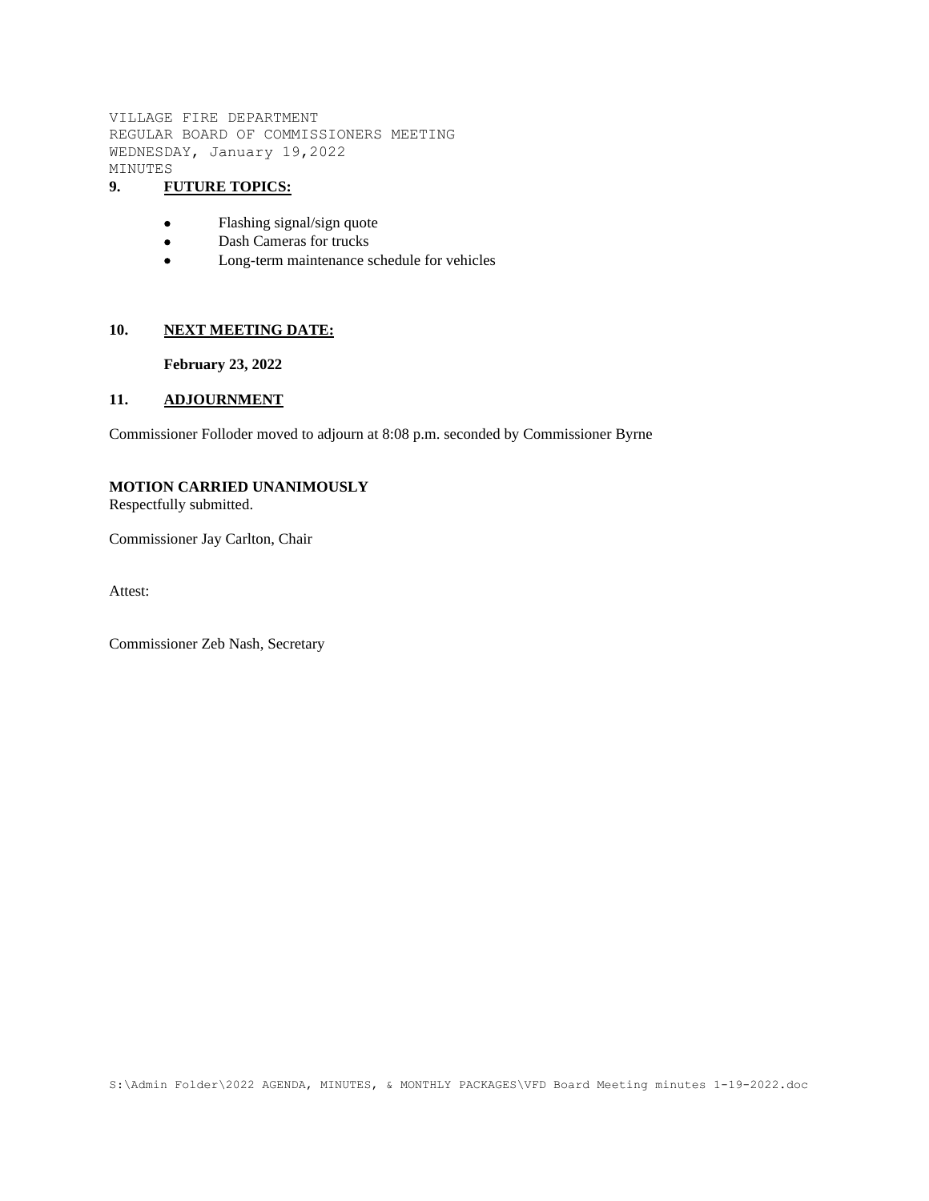VILLAGE FIRE DEPARTMENT
REGULAR BOARD OF COMMISSIONERS MEETING
WEDNESDAY, January 19,2022
MINUTES

## 9. **FUTURE TOPICS:**

- Flashing signal/sign quote
- Dash Cameras for trucks
- Long-term maintenance schedule for vehicles

## 10. **NEXT MEETING DATE:**

**February 23, 2022**

## 11. **ADJOURNMENT**

Commissioner Folloder moved to adjourn at 8:08 p.m. seconded by Commissioner Byrne

**MOTION CARRIED UNANIMOUSLY**

Respectfully submitted.

Commissioner Jay Carlton, Chair

Attest:

Commissioner Zeb Nash, Secretary

S:\Admin Folder\2022 AGENDA, MINUTES, & MONTHLY PACKAGES\VFD Board Meeting minutes 1-19-2022.doc